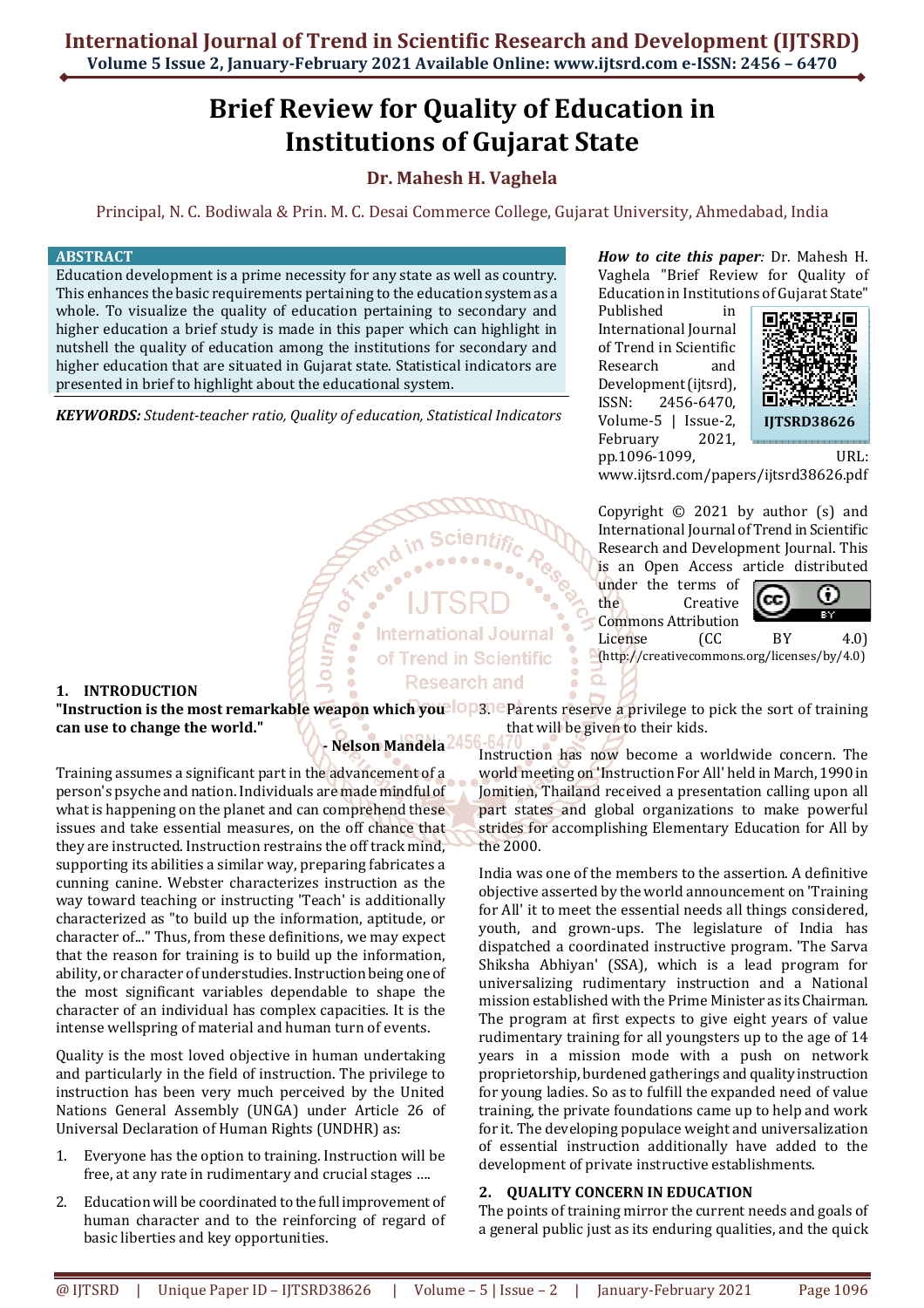# Brief Review for Quality of Education in Institutions of Gujarat State

**Dr. Mahesh H. Vaghela**

Principal, N. C. Bodiwala & Prin. M. C. Desai Commerce College, Gujarat University, Ahmedabad, India

## ABSTRACT

Education development is a prime necessity for any state as well as country. This enhances the basic requirements pertaining to the education system as a whole. To visualize the quality of education pertaining to secondary and higher education a brief study is made in this paper which can highlight in nutshell the quality of education among the institutions for secondary and higher education that are situated in Gujarat state. Statistical indicators are presented in brief to highlight about the educational system.

***KEYWORDS:*** *Student-teacher ratio, Quality of education, Statistical Indicators*

***How to cite this paper***: Dr. Mahesh H. Vaghela "Brief Review for Quality of Education in Institutions of Gujarat State" Published in International Journal of Trend in Scientific Research and Development (ijtsrd), ISSN: 2456-6470, Volume-5 | Issue-2, February 2021, pp.1096-1099, URL: www.ijtsrd.com/papers/ijtsrd38626.pdf

IJTSRD38626

Copyright © 2021 by author (s) and International Journal of Trend in Scientific Research and Development Journal. This is an Open Access article distributed under the terms of the Creative Commons Attribution License (CC BY 4.0) (http://creativecommons.org/licenses/by/4.0)

## 1. INTRODUCTION

**"Instruction is the most remarkable weapon which you can use to change the world."**

**- Nelson Mandela**

Training assumes a significant part in the advancement of a person's psyche and nation. Individuals are made mindful of what is happening on the planet and can comprehend these issues and take essential measures, on the off chance that they are instructed. Instruction restrains the off track mind, supporting its abilities a similar way, preparing fabricates a cunning canine. Webster characterizes instruction as the way toward teaching or instructing 'Teach' is additionally characterized as "to build up the information, aptitude, or character of..." Thus, from these definitions, we may expect that the reason for training is to build up the information, ability, or character of understudies. Instruction being one of the most significant variables dependable to shape the character of an individual has complex capacities. It is the intense wellspring of material and human turn of events.

Quality is the most loved objective in human undertaking and particularly in the field of instruction. The privilege to instruction has been very much perceived by the United Nations General Assembly (UNGA) under Article 26 of Universal Declaration of Human Rights (UNDHR) as:

1. Everyone has the option to training. Instruction will be free, at any rate in rudimentary and crucial stages ....
2. Education will be coordinated to the full improvement of human character and to the reinforcing of regard of basic liberties and key opportunities.
3. Parents reserve a privilege to pick the sort of training that will be given to their kids.

Instruction has now become a worldwide concern. The world meeting on 'Instruction For All' held in March, 1990 in Jomitien, Thailand received a presentation calling upon all part states and global organizations to make powerful strides for accomplishing Elementary Education for All by the 2000.

India was one of the members to the assertion. A definitive objective asserted by the world announcement on 'Training for All' it to meet the essential needs all things considered, youth, and grown-ups. The legislature of India has dispatched a coordinated instructive program. 'The Sarva Shiksha Abhiyan' (SSA), which is a lead program for universalizing rudimentary instruction and a National mission established with the Prime Minister as its Chairman. The program at first expects to give eight years of value rudimentary training for all youngsters up to the age of 14 years in a mission mode with a push on network proprietorship, burdened gatherings and quality instruction for young ladies. So as to fulfill the expanded need of value training, the private foundations came up to help and work for it. The developing populace weight and universalization of essential instruction additionally have added to the development of private instructive establishments.

## 2. QUALITY CONCERN IN EDUCATION

The points of training mirror the current needs and goals of a general public just as its enduring qualities, and the quick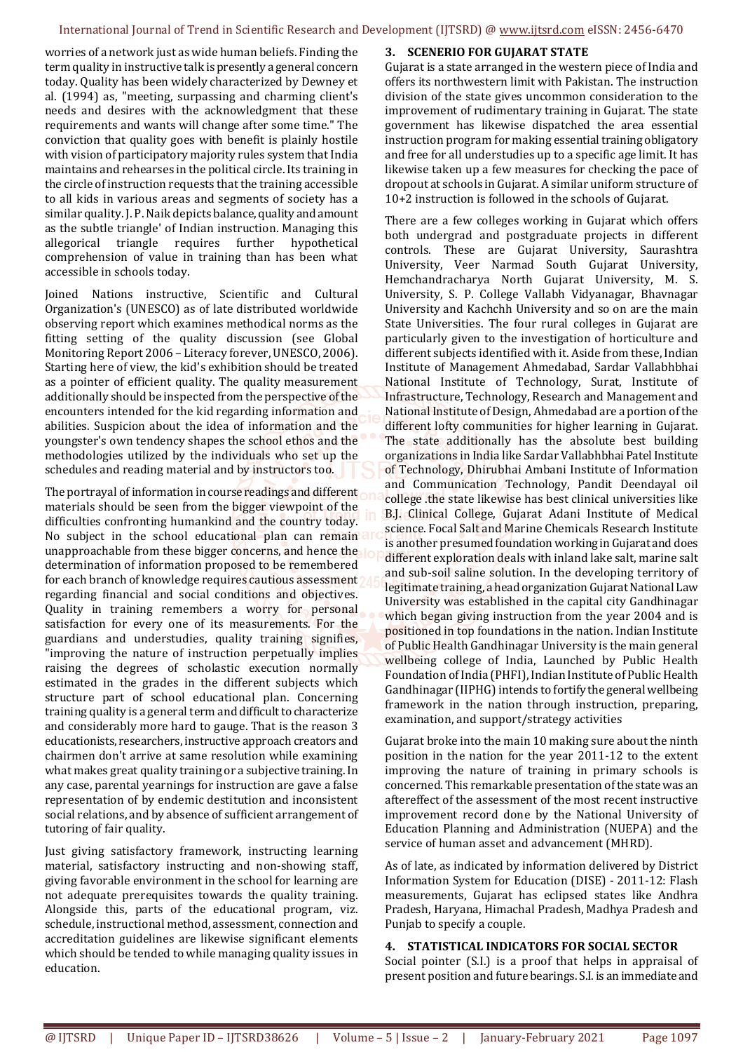worries of a network just as wide human beliefs. Finding the term quality in instructive talk is presently a general concern today. Quality has been widely characterized by Dewney et al. (1994) as, "meeting, surpassing and charming client's needs and desires with the acknowledgment that these requirements and wants will change after some time." The conviction that quality goes with benefit is plainly hostile with vision of participatory majority rules system that India maintains and rehearses in the political circle. Its training in the circle of instruction requests that the training accessible to all kids in various areas and segments of society has a similar quality. J. P. Naik depicts balance, quality and amount as the subtle triangle' of Indian instruction. Managing this allegorical triangle requires further hypothetical comprehension of value in training than has been what accessible in schools today.

Joined Nations instructive, Scientific and Cultural Organization's (UNESCO) as of late distributed worldwide observing report which examines methodical norms as the fitting setting of the quality discussion (see Global Monitoring Report 2006 – Literacy forever, UNESCO, 2006). Starting here of view, the kid's exhibition should be treated as a pointer of efficient quality. The quality measurement additionally should be inspected from the perspective of the encounters intended for the kid regarding information and abilities. Suspicion about the idea of information and the youngster's own tendency shapes the school ethos and the methodologies utilized by the individuals who set up the schedules and reading material and by instructors too.

The portrayal of information in course readings and different materials should be seen from the bigger viewpoint of the difficulties confronting humankind and the country today. No subject in the school educational plan can remain unapproachable from these bigger concerns, and hence the determination of information proposed to be remembered for each branch of knowledge requires cautious assessment regarding financial and social conditions and objectives. Quality in training remembers a worry for personal satisfaction for every one of its measurements. For the guardians and understudies, quality training signifies, "improving the nature of instruction perpetually implies raising the degrees of scholastic execution normally estimated in the grades in the different subjects which structure part of school educational plan. Concerning training quality is a general term and difficult to characterize and considerably more hard to gauge. That is the reason 3 educationists, researchers, instructive approach creators and chairmen don't arrive at same resolution while examining what makes great quality training or a subjective training. In any case, parental yearnings for instruction are gave a false representation of by endemic destitution and inconsistent social relations, and by absence of sufficient arrangement of tutoring of fair quality.

Just giving satisfactory framework, instructing learning material, satisfactory instructing and non-showing staff, giving favorable environment in the school for learning are not adequate prerequisites towards the quality training. Alongside this, parts of the educational program, viz. schedule, instructional method, assessment, connection and accreditation guidelines are likewise significant elements which should be tended to while managing quality issues in education.

## 3. SCENERIO FOR GUJARAT STATE

Gujarat is a state arranged in the western piece of India and offers its northwestern limit with Pakistan. The instruction division of the state gives uncommon consideration to the improvement of rudimentary training in Gujarat. The state government has likewise dispatched the area essential instruction program for making essential training obligatory and free for all understudies up to a specific age limit. It has likewise taken up a few measures for checking the pace of dropout at schools in Gujarat. A similar uniform structure of 10+2 instruction is followed in the schools of Gujarat.

There are a few colleges working in Gujarat which offers both undergrad and postgraduate projects in different controls. These are Gujarat University, Saurashtra University, Veer Narmad South Gujarat University, Hemchandracharya North Gujarat University, M. S. University, S. P. College Vallabh Vidyanagar, Bhavnagar University and Kachchh University and so on are the main State Universities. The four rural colleges in Gujarat are particularly given to the investigation of horticulture and different subjects identified with it. Aside from these, Indian Institute of Management Ahmedabad, Sardar Vallabhbhai National Institute of Technology, Surat, Institute of Infrastructure, Technology, Research and Management and National Institute of Design, Ahmedabad are a portion of the different lofty communities for higher learning in Gujarat. The state additionally has the absolute best building organizations in India like Sardar Vallabhbhai Patel Institute of Technology, Dhirubhai Ambani Institute of Information and Communication Technology, Pandit Deendayal oil college .the state likewise has best clinical universities like B.J. Clinical College, Gujarat Adani Institute of Medical science. Focal Salt and Marine Chemicals Research Institute is another presumed foundation working in Gujarat and does different exploration deals with inland lake salt, marine salt and sub-soil saline solution. In the developing territory of legitimate training, a head organization Gujarat National Law University was established in the capital city Gandhinagar which began giving instruction from the year 2004 and is positioned in top foundations in the nation. Indian Institute of Public Health Gandhinagar University is the main general wellbeing college of India, Launched by Public Health Foundation of India (PHFI), Indian Institute of Public Health Gandhinagar (IIPHG) intends to fortify the general wellbeing framework in the nation through instruction, preparing, examination, and support/strategy activities

Gujarat broke into the main 10 making sure about the ninth position in the nation for the year 2011-12 to the extent improving the nature of training in primary schools is concerned. This remarkable presentation of the state was an aftereffect of the assessment of the most recent instructive improvement record done by the National University of Education Planning and Administration (NUEPA) and the service of human asset and advancement (MHRD).

As of late, as indicated by information delivered by District Information System for Education (DISE) - 2011-12: Flash measurements, Gujarat has eclipsed states like Andhra Pradesh, Haryana, Himachal Pradesh, Madhya Pradesh and Punjab to specify a couple.

## 4. STATISTICAL INDICATORS FOR SOCIAL SECTOR

Social pointer (S.I.) is a proof that helps in appraisal of present position and future bearings. S.I. is an immediate and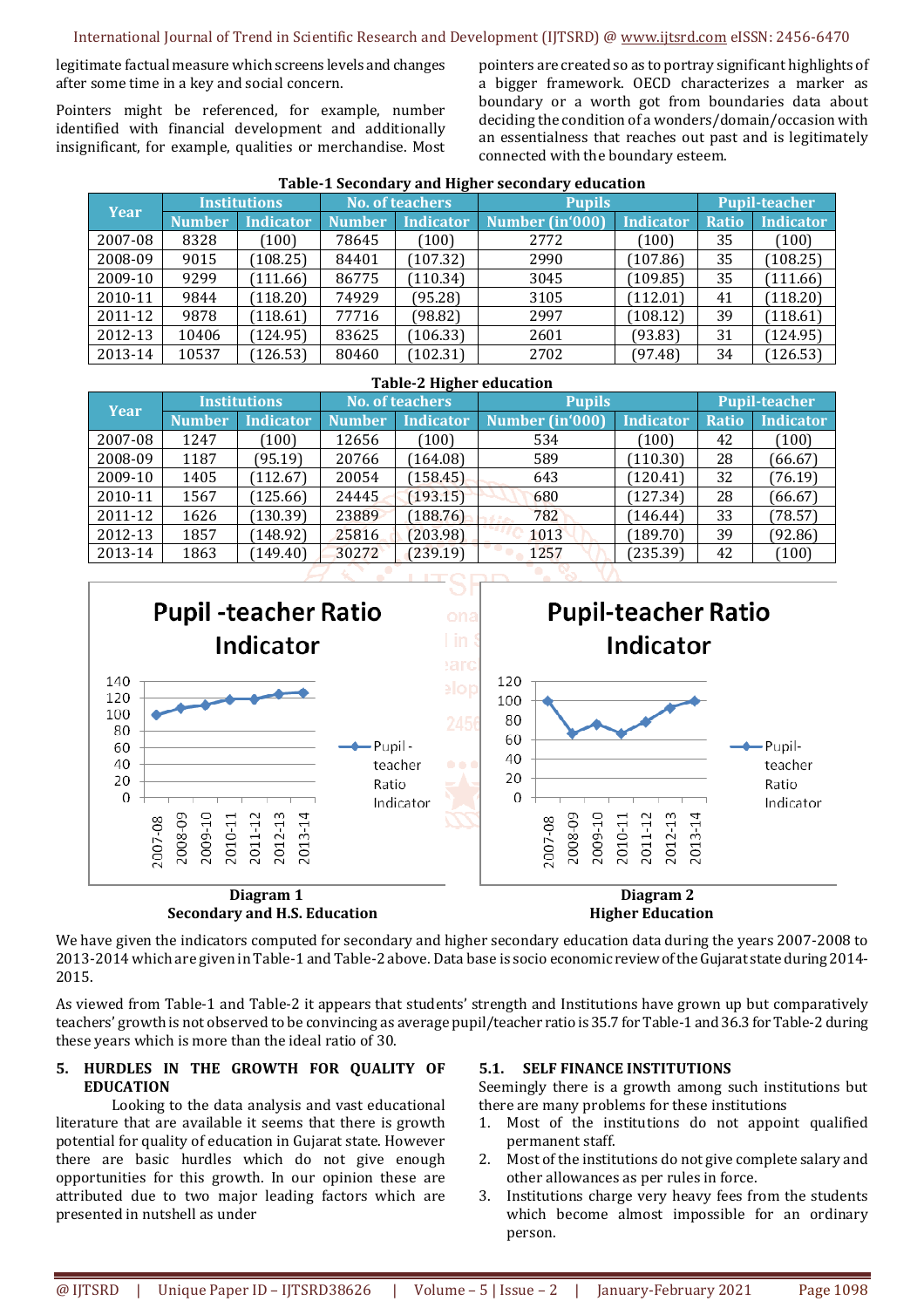legitimate factual measure which screens levels and changes after some time in a key and social concern.

Pointers might be referenced, for example, number identified with financial development and additionally insignificant, for example, qualities or merchandise. Most pointers are created so as to portray significant highlights of a bigger framework. OECD characterizes a marker as boundary or a worth got from boundaries data about deciding the condition of a wonders/domain/occasion with an essentialness that reaches out past and is legitimately connected with the boundary esteem.

**Table-1 Secondary and Higher secondary education**

| Year | Institutions | | No. of teachers | | Pupils | | Pupil-teacher | |
|---|---|---|---|---|---|---|---|---|
| | Number | Indicator | Number | Indicator | Number (in'000) | Indicator | Ratio | Indicator |
| 2007-08 | 8328 | (100) | 78645 | (100) | 2772 | (100) | 35 | (100) |
| 2008-09 | 9015 | (108.25) | 84401 | (107.32) | 2990 | (107.86) | 35 | (108.25) |
| 2009-10 | 9299 | (111.66) | 86775 | (110.34) | 3045 | (109.85) | 35 | (111.66) |
| 2010-11 | 9844 | (118.20) | 74929 | (95.28) | 3105 | (112.01) | 41 | (118.20) |
| 2011-12 | 9878 | (118.61) | 77716 | (98.82) | 2997 | (108.12) | 39 | (118.61) |
| 2012-13 | 10406 | (124.95) | 83625 | (106.33) | 2601 | (93.83) | 31 | (124.95) |
| 2013-14 | 10537 | (126.53) | 80460 | (102.31) | 2702 | (97.48) | 34 | (126.53) |

**Table-2 Higher education**

| Year | Institutions | | No. of teachers | | Pupils | | Pupil-teacher | |
|---|---|---|---|---|---|---|---|---|
| | Number | Indicator | Number | Indicator | Number (in'000) | Indicator | Ratio | Indicator |
| 2007-08 | 1247 | (100) | 12656 | (100) | 534 | (100) | 42 | (100) |
| 2008-09 | 1187 | (95.19) | 20766 | (164.08) | 589 | (110.30) | 28 | (66.67) |
| 2009-10 | 1405 | (112.67) | 20054 | (158.45) | 643 | (120.41) | 32 | (76.19) |
| 2010-11 | 1567 | (125.66) | 24445 | (193.15) | 680 | (127.34) | 28 | (66.67) |
| 2011-12 | 1626 | (130.39) | 23889 | (188.76) | 782 | (146.44) | 33 | (78.57) |
| 2012-13 | 1857 | (148.92) | 25816 | (203.98) | 1013 | (189.70) | 39 | (92.86) |
| 2013-14 | 1863 | (149.40) | 30272 | (239.19) | 1257 | (235.39) | 42 | (100) |

**Diagram 1**
**Secondary and H.S. Education**

**Diagram 2**
**Higher Education**

We have given the indicators computed for secondary and higher secondary education data during the years 2007-2008 to 2013-2014 which are given in Table-1 and Table-2 above. Data base is socio economic review of the Gujarat state during 2014-2015.

As viewed from Table-1 and Table-2 it appears that students' strength and Institutions have grown up but comparatively teachers' growth is not observed to be convincing as average pupil/teacher ratio is 35.7 for Table-1 and 36.3 for Table-2 during these years which is more than the ideal ratio of 30.

## 5. HURDLES IN THE GROWTH FOR QUALITY OF EDUCATION

Looking to the data analysis and vast educational literature that are available it seems that there is growth potential for quality of education in Gujarat state. However there are basic hurdles which do not give enough opportunities for this growth. In our opinion these are attributed due to two major leading factors which are presented in nutshell as under

### 5.1. SELF FINANCE INSTITUTIONS

Seemingly there is a growth among such institutions but there are many problems for these institutions

1. Most of the institutions do not appoint qualified permanent staff.
2. Most of the institutions do not give complete salary and other allowances as per rules in force.
3. Institutions charge very heavy fees from the students which become almost impossible for an ordinary person.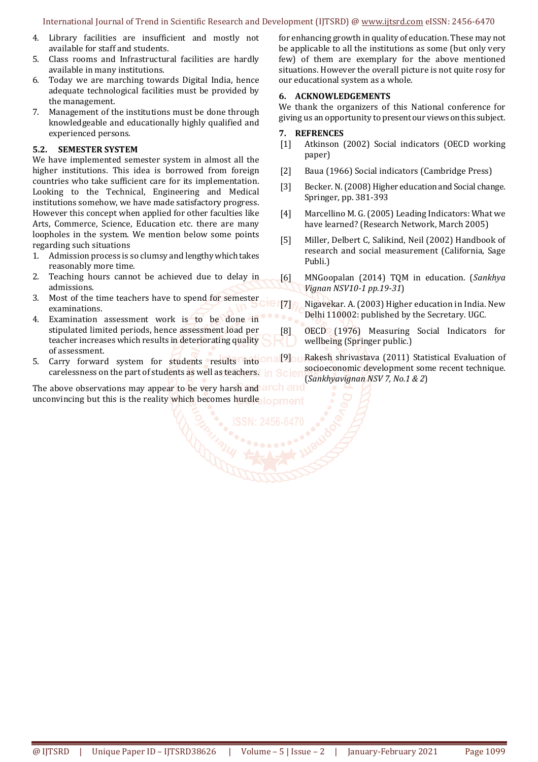4. Library facilities are insufficient and mostly not available for staff and students.
5. Class rooms and Infrastructural facilities are hardly available in many institutions.
6. Today we are marching towards Digital India, hence adequate technological facilities must be provided by the management.
7. Management of the institutions must be done through knowledgeable and educationally highly qualified and experienced persons.

### 5.2. SEMESTER SYSTEM

We have implemented semester system in almost all the higher institutions. This idea is borrowed from foreign countries who take sufficient care for its implementation. Looking to the Technical, Engineering and Medical institutions somehow, we have made satisfactory progress. However this concept when applied for other faculties like Arts, Commerce, Science, Education etc. there are many loopholes in the system. We mention below some points regarding such situations

1. Admission process is so clumsy and lengthy which takes reasonably more time.
2. Teaching hours cannot be achieved due to delay in admissions.
3. Most of the time teachers have to spend for semester examinations.
4. Examination assessment work is to be done in stipulated limited periods, hence assessment load per teacher increases which results in deteriorating quality of assessment.
5. Carry forward system for students results into carelessness on the part of students as well as teachers.

The above observations may appear to be very harsh and unconvincing but this is the reality which becomes hurdle for enhancing growth in quality of education. These may not be applicable to all the institutions as some (but only very few) of them are exemplary for the above mentioned situations. However the overall picture is not quite rosy for our educational system as a whole.

## 6. ACKNOWLEDGEMENTS

We thank the organizers of this National conference for giving us an opportunity to present our views on this subject.

## 7. REFRENCES

[1] Atkinson (2002) Social indicators (OECD working paper)

[2] Baua (1966) Social indicators (Cambridge Press)

[3] Becker. N. (2008) Higher education and Social change. Springer, pp. 381-393

[4] Marcellino M. G. (2005) Leading Indicators: What we have learned? (Research Network, March 2005)

[5] Miller, Delbert C, Salikind, Neil (2002) Handbook of research and social measurement (California, Sage Publi.)

[6] MNGoopalan (2014) TQM in education. (*Sankhya Vignan NSV10-1 pp.19-31*)

[7] Nigavekar. A. (2003) Higher education in India. New Delhi 110002: published by the Secretary. UGC.

[8] OECD (1976) Measuring Social Indicators for wellbeing (Springer public.)

[9] Rakesh shrivastava (2011) Statistical Evaluation of socioeconomic development some recent technique. (*Sankhyavignan NSV 7, No.1 & 2*)